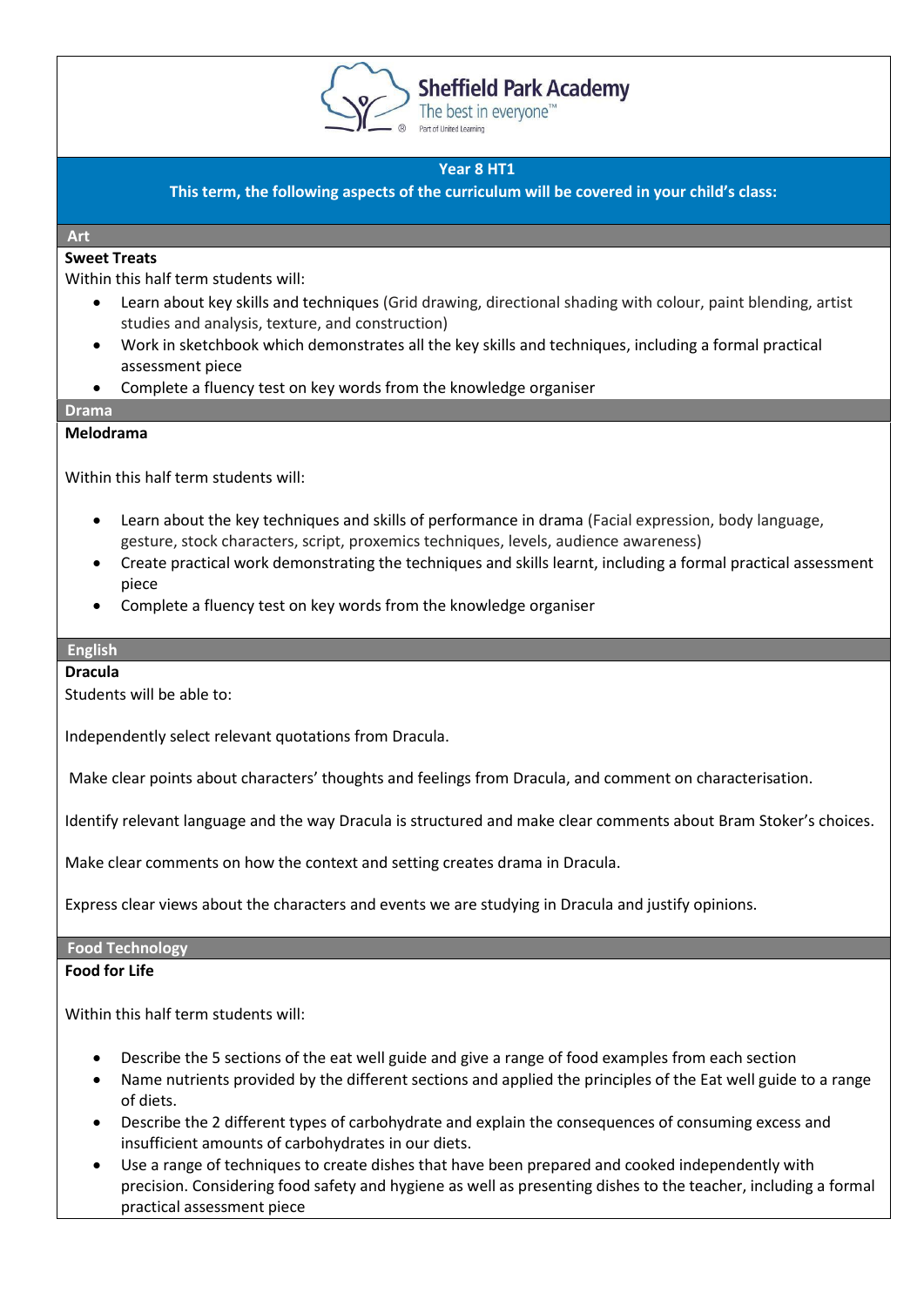Sheffield Park Academy
The best in everyone™
Part of United Learning

## Year 8 HT1

**This term, the following aspects of the curriculum will be covered in your child's class:**

## Art

**Sweet Treats**

Within this half term students will:

- Learn about key skills and techniques (Grid drawing, directional shading with colour, paint blending, artist studies and analysis, texture, and construction)
- Work in sketchbook which demonstrates all the key skills and techniques, including a formal practical assessment piece
- Complete a fluency test on key words from the knowledge organiser

## Drama

**Melodrama**

Within this half term students will:

- Learn about the key techniques and skills of performance in drama (Facial expression, body language, gesture, stock characters, script, proxemics techniques, levels, audience awareness)
- Create practical work demonstrating the techniques and skills learnt, including a formal practical assessment piece
- Complete a fluency test on key words from the knowledge organiser

## English

**Dracula**

Students will be able to:

Independently select relevant quotations from Dracula.

Make clear points about characters' thoughts and feelings from Dracula, and comment on characterisation.

Identify relevant language and the way Dracula is structured and make clear comments about Bram Stoker's choices.

Make clear comments on how the context and setting creates drama in Dracula.

Express clear views about the characters and events we are studying in Dracula and justify opinions.

## Food Technology

**Food for Life**

Within this half term students will:

- Describe the 5 sections of the eat well guide and give a range of food examples from each section
- Name nutrients provided by the different sections and applied the principles of the Eat well guide to a range of diets.
- Describe the 2 different types of carbohydrate and explain the consequences of consuming excess and insufficient amounts of carbohydrates in our diets.
- Use a range of techniques to create dishes that have been prepared and cooked independently with precision. Considering food safety and hygiene as well as presenting dishes to the teacher, including a formal practical assessment piece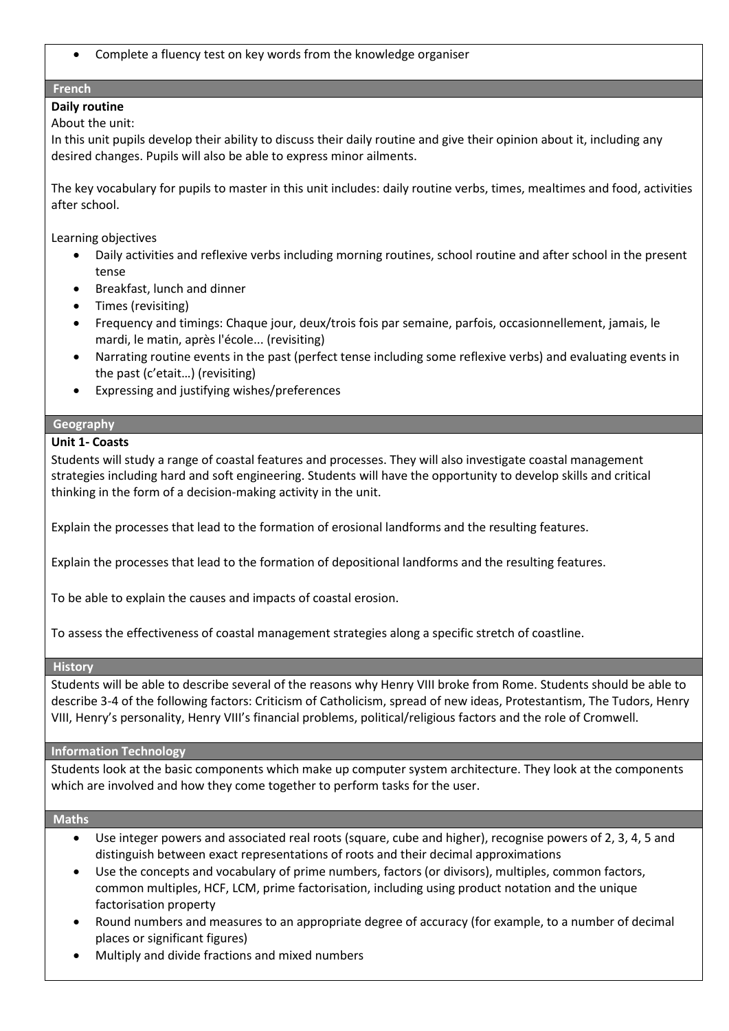- Complete a fluency test on key words from the knowledge organiser

## French

**Daily routine**

About the unit:

In this unit pupils develop their ability to discuss their daily routine and give their opinion about it, including any desired changes. Pupils will also be able to express minor ailments.

The key vocabulary for pupils to master in this unit includes: daily routine verbs, times, mealtimes and food, activities after school.

Learning objectives

- Daily activities and reflexive verbs including morning routines, school routine and after school in the present tense
- Breakfast, lunch and dinner
- Times (revisiting)
- Frequency and timings: Chaque jour, deux/trois fois par semaine, parfois, occasionnellement, jamais, le mardi, le matin, après l'école... (revisiting)
- Narrating routine events in the past (perfect tense including some reflexive verbs) and evaluating events in the past (c'etait…) (revisiting)
- Expressing and justifying wishes/preferences

## Geography

**Unit 1- Coasts**

Students will study a range of coastal features and processes. They will also investigate coastal management strategies including hard and soft engineering. Students will have the opportunity to develop skills and critical thinking in the form of a decision-making activity in the unit.

Explain the processes that lead to the formation of erosional landforms and the resulting features.

Explain the processes that lead to the formation of depositional landforms and the resulting features.

To be able to explain the causes and impacts of coastal erosion.

To assess the effectiveness of coastal management strategies along a specific stretch of coastline.

## History

Students will be able to describe several of the reasons why Henry VIII broke from Rome. Students should be able to describe 3-4 of the following factors: Criticism of Catholicism, spread of new ideas, Protestantism, The Tudors, Henry VIII, Henry's personality, Henry VIII's financial problems, political/religious factors and the role of Cromwell.

## Information Technology

Students look at the basic components which make up computer system architecture. They look at the components which are involved and how they come together to perform tasks for the user.

## Maths

- Use integer powers and associated real roots (square, cube and higher), recognise powers of 2, 3, 4, 5 and distinguish between exact representations of roots and their decimal approximations
- Use the concepts and vocabulary of prime numbers, factors (or divisors), multiples, common factors, common multiples, HCF, LCM, prime factorisation, including using product notation and the unique factorisation property
- Round numbers and measures to an appropriate degree of accuracy (for example, to a number of decimal places or significant figures)
- Multiply and divide fractions and mixed numbers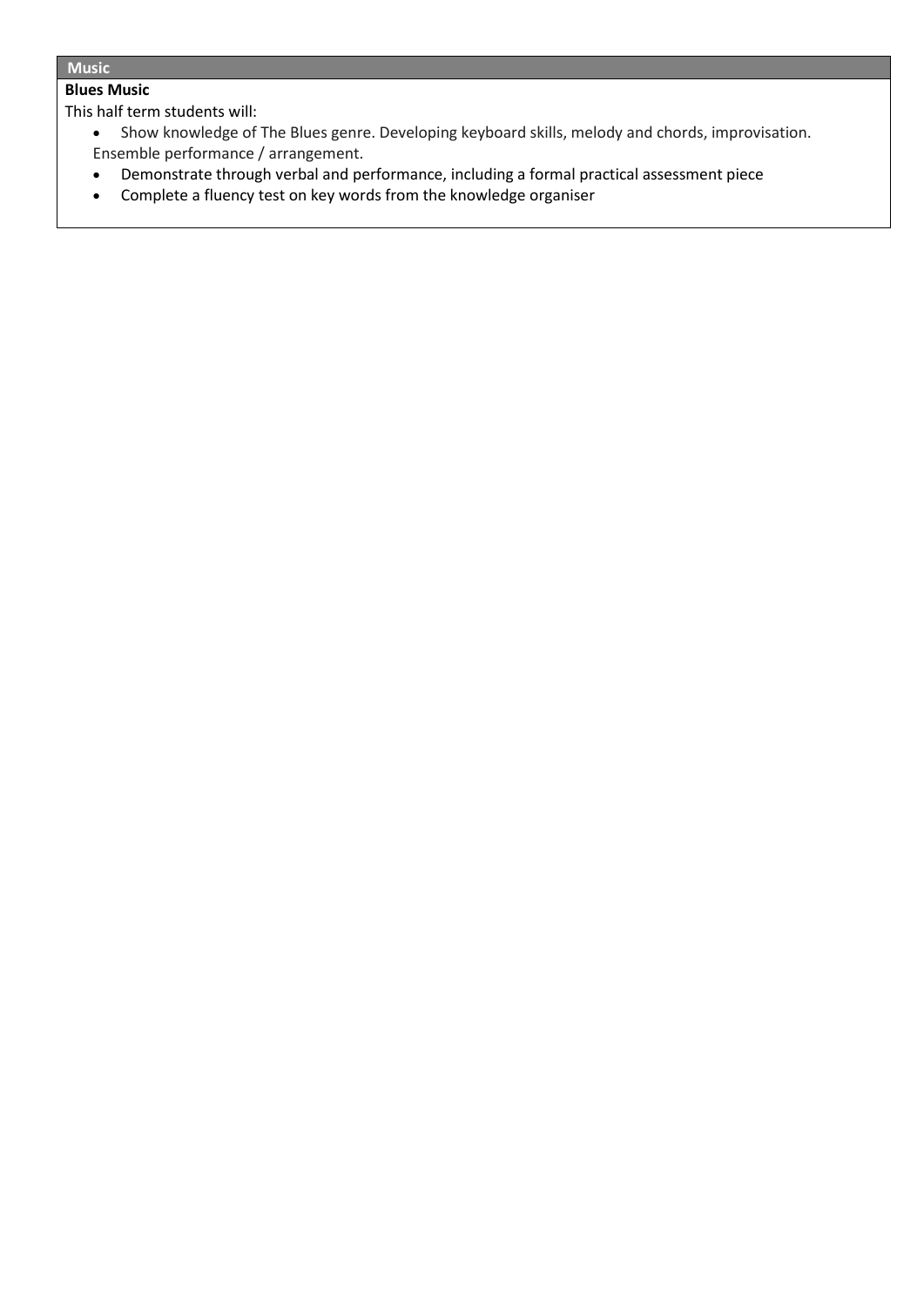## Music

**Blues Music**

This half term students will:

- Show knowledge of The Blues genre. Developing keyboard skills, melody and chords, improvisation. Ensemble performance / arrangement.
- Demonstrate through verbal and performance, including a formal practical assessment piece
- Complete a fluency test on key words from the knowledge organiser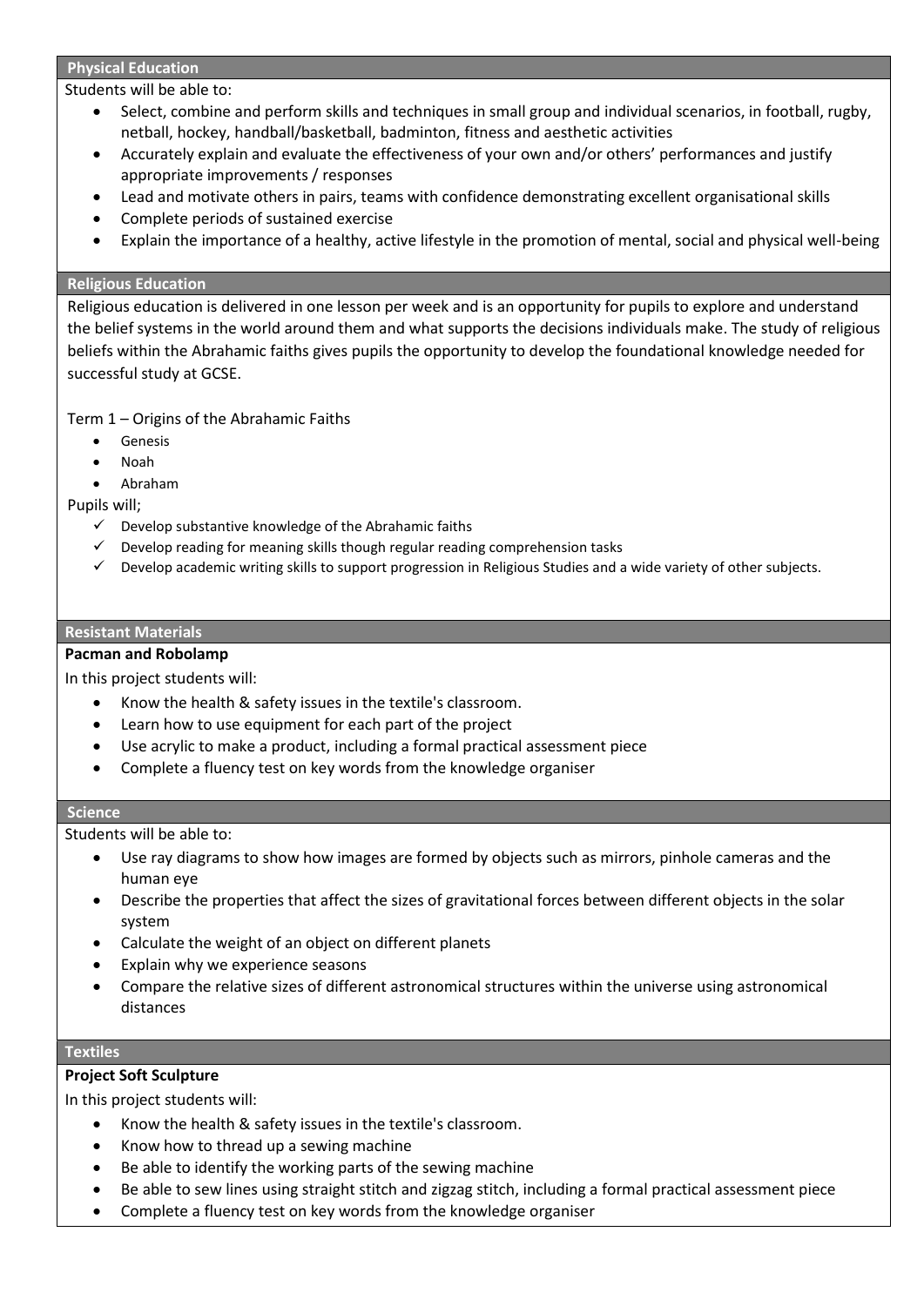## Physical Education

Students will be able to:

- Select, combine and perform skills and techniques in small group and individual scenarios, in football, rugby, netball, hockey, handball/basketball, badminton, fitness and aesthetic activities
- Accurately explain and evaluate the effectiveness of your own and/or others' performances and justify appropriate improvements / responses
- Lead and motivate others in pairs, teams with confidence demonstrating excellent organisational skills
- Complete periods of sustained exercise
- Explain the importance of a healthy, active lifestyle in the promotion of mental, social and physical well-being

## Religious Education

Religious education is delivered in one lesson per week and is an opportunity for pupils to explore and understand the belief systems in the world around them and what supports the decisions individuals make. The study of religious beliefs within the Abrahamic faiths gives pupils the opportunity to develop the foundational knowledge needed for successful study at GCSE.

Term 1 – Origins of the Abrahamic Faiths

- Genesis
- Noah
- Abraham

Pupils will;

- ✓ Develop substantive knowledge of the Abrahamic faiths
- ✓ Develop reading for meaning skills though regular reading comprehension tasks
- ✓ Develop academic writing skills to support progression in Religious Studies and a wide variety of other subjects.

## Resistant Materials

**Pacman and Robolamp**

In this project students will:

- Know the health & safety issues in the textile's classroom.
- Learn how to use equipment for each part of the project
- Use acrylic to make a product, including a formal practical assessment piece
- Complete a fluency test on key words from the knowledge organiser

## Science

Students will be able to:

- Use ray diagrams to show how images are formed by objects such as mirrors, pinhole cameras and the human eye
- Describe the properties that affect the sizes of gravitational forces between different objects in the solar system
- Calculate the weight of an object on different planets
- Explain why we experience seasons
- Compare the relative sizes of different astronomical structures within the universe using astronomical distances

## Textiles

**Project Soft Sculpture**

In this project students will:

- Know the health & safety issues in the textile's classroom.
- Know how to thread up a sewing machine
- Be able to identify the working parts of the sewing machine
- Be able to sew lines using straight stitch and zigzag stitch, including a formal practical assessment piece
- Complete a fluency test on key words from the knowledge organiser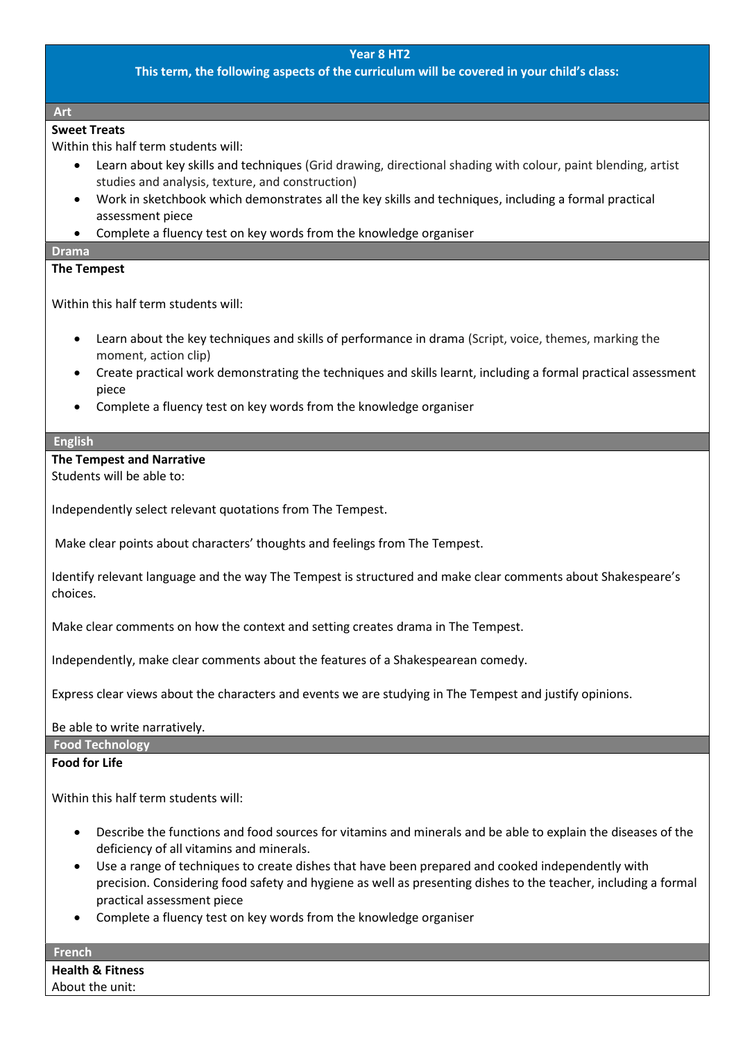**Year 8 HT2**

**This term, the following aspects of the curriculum will be covered in your child's class:**

## Art

**Sweet Treats**

Within this half term students will:

- Learn about key skills and techniques (Grid drawing, directional shading with colour, paint blending, artist studies and analysis, texture, and construction)
- Work in sketchbook which demonstrates all the key skills and techniques, including a formal practical assessment piece
- Complete a fluency test on key words from the knowledge organiser

## Drama

**The Tempest**

Within this half term students will:

- Learn about the key techniques and skills of performance in drama (Script, voice, themes, marking the moment, action clip)
- Create practical work demonstrating the techniques and skills learnt, including a formal practical assessment piece
- Complete a fluency test on key words from the knowledge organiser

## English

**The Tempest and Narrative**

Students will be able to:

Independently select relevant quotations from The Tempest.

Make clear points about characters' thoughts and feelings from The Tempest.

Identify relevant language and the way The Tempest is structured and make clear comments about Shakespeare's choices.

Make clear comments on how the context and setting creates drama in The Tempest.

Independently, make clear comments about the features of a Shakespearean comedy.

Express clear views about the characters and events we are studying in The Tempest and justify opinions.

Be able to write narratively.

## Food Technology

**Food for Life**

Within this half term students will:

- Describe the functions and food sources for vitamins and minerals and be able to explain the diseases of the deficiency of all vitamins and minerals.
- Use a range of techniques to create dishes that have been prepared and cooked independently with precision. Considering food safety and hygiene as well as presenting dishes to the teacher, including a formal practical assessment piece
- Complete a fluency test on key words from the knowledge organiser

## French

**Health & Fitness**

About the unit: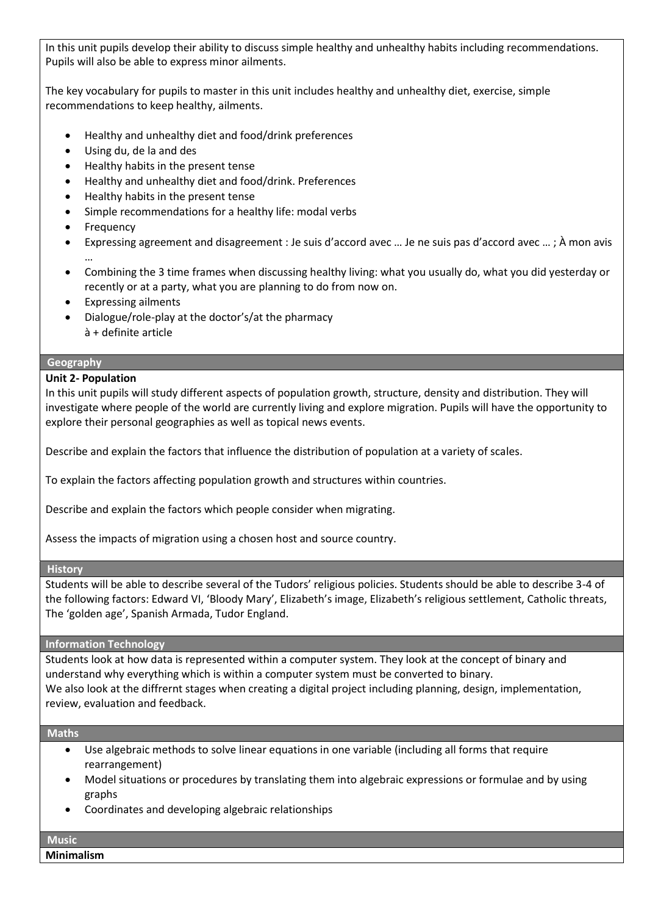In this unit pupils develop their ability to discuss simple healthy and unhealthy habits including recommendations. Pupils will also be able to express minor ailments.

The key vocabulary for pupils to master in this unit includes healthy and unhealthy diet, exercise, simple recommendations to keep healthy, ailments.

- Healthy and unhealthy diet and food/drink preferences
- Using du, de la and des
- Healthy habits in the present tense
- Healthy and unhealthy diet and food/drink. Preferences
- Healthy habits in the present tense
- Simple recommendations for a healthy life: modal verbs
- Frequency
- Expressing agreement and disagreement : Je suis d'accord avec … Je ne suis pas d'accord avec … ; À mon avis …
- Combining the 3 time frames when discussing healthy living: what you usually do, what you did yesterday or recently or at a party, what you are planning to do from now on.
- Expressing ailments
- Dialogue/role-play at the doctor's/at the pharmacy
  à + definite article

## Geography

**Unit 2- Population**

In this unit pupils will study different aspects of population growth, structure, density and distribution. They will investigate where people of the world are currently living and explore migration. Pupils will have the opportunity to explore their personal geographies as well as topical news events.

Describe and explain the factors that influence the distribution of population at a variety of scales.

To explain the factors affecting population growth and structures within countries.

Describe and explain the factors which people consider when migrating.

Assess the impacts of migration using a chosen host and source country.

## History

Students will be able to describe several of the Tudors' religious policies. Students should be able to describe 3-4 of the following factors: Edward VI, 'Bloody Mary', Elizabeth's image, Elizabeth's religious settlement, Catholic threats, The 'golden age', Spanish Armada, Tudor England.

## Information Technology

Students look at how data is represented within a computer system. They look at the concept of binary and understand why everything which is within a computer system must be converted to binary.
We also look at the diffrernt stages when creating a digital project including planning, design, implementation, review, evaluation and feedback.

## Maths

- Use algebraic methods to solve linear equations in one variable (including all forms that require rearrangement)
- Model situations or procedures by translating them into algebraic expressions or formulae and by using graphs
- Coordinates and developing algebraic relationships

## Music

**Minimalism**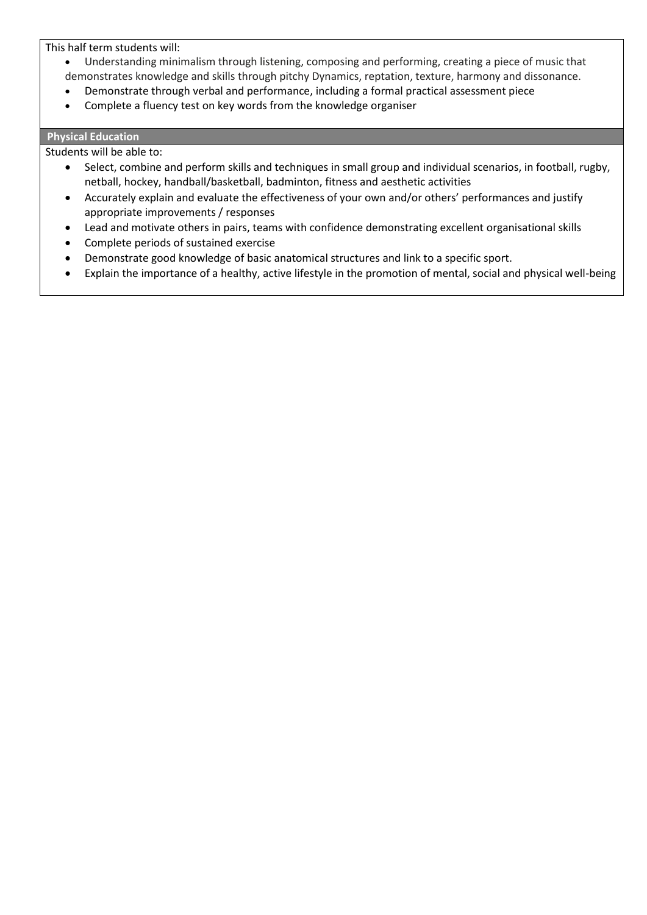This half term students will:

- Understanding minimalism through listening, composing and performing, creating a piece of music that demonstrates knowledge and skills through pitchy Dynamics, reptation, texture, harmony and dissonance.
- Demonstrate through verbal and performance, including a formal practical assessment piece
- Complete a fluency test on key words from the knowledge organiser

## Physical Education

Students will be able to:

- Select, combine and perform skills and techniques in small group and individual scenarios, in football, rugby, netball, hockey, handball/basketball, badminton, fitness and aesthetic activities
- Accurately explain and evaluate the effectiveness of your own and/or others' performances and justify appropriate improvements / responses
- Lead and motivate others in pairs, teams with confidence demonstrating excellent organisational skills
- Complete periods of sustained exercise
- Demonstrate good knowledge of basic anatomical structures and link to a specific sport.
- Explain the importance of a healthy, active lifestyle in the promotion of mental, social and physical well-being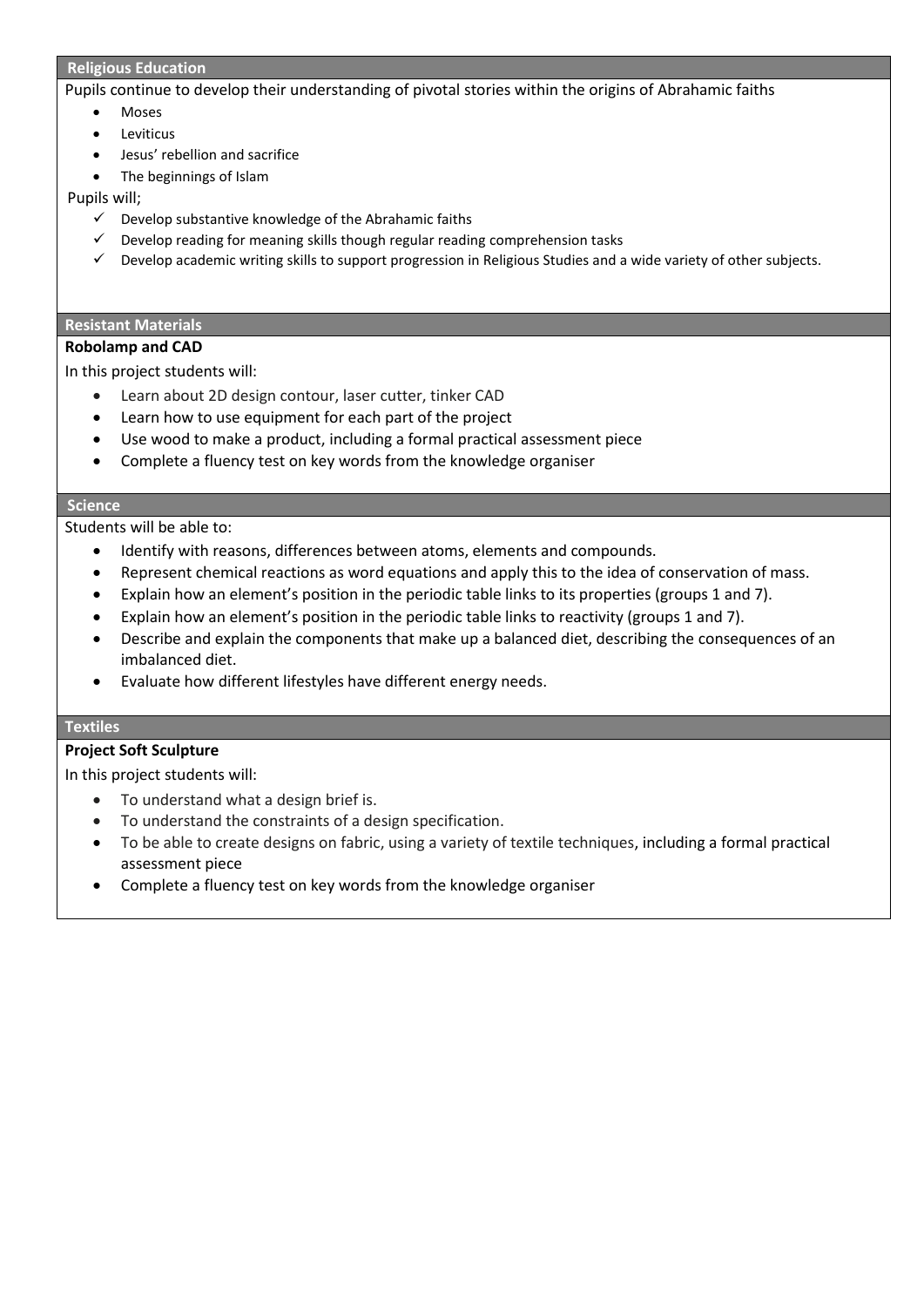## Religious Education

Pupils continue to develop their understanding of pivotal stories within the origins of Abrahamic faiths

- Moses
- Leviticus
- Jesus' rebellion and sacrifice
- The beginnings of Islam

Pupils will;

- ✓ Develop substantive knowledge of the Abrahamic faiths
- ✓ Develop reading for meaning skills though regular reading comprehension tasks
- ✓ Develop academic writing skills to support progression in Religious Studies and a wide variety of other subjects.

## Resistant Materials

**Robolamp and CAD**

In this project students will:

- Learn about 2D design contour, laser cutter, tinker CAD
- Learn how to use equipment for each part of the project
- Use wood to make a product, including a formal practical assessment piece
- Complete a fluency test on key words from the knowledge organiser

## Science

Students will be able to:

- Identify with reasons, differences between atoms, elements and compounds.
- Represent chemical reactions as word equations and apply this to the idea of conservation of mass.
- Explain how an element's position in the periodic table links to its properties (groups 1 and 7).
- Explain how an element's position in the periodic table links to reactivity (groups 1 and 7).
- Describe and explain the components that make up a balanced diet, describing the consequences of an imbalanced diet.
- Evaluate how different lifestyles have different energy needs.

## Textiles

**Project Soft Sculpture**

In this project students will:

- To understand what a design brief is.
- To understand the constraints of a design specification.
- To be able to create designs on fabric, using a variety of textile techniques, including a formal practical assessment piece
- Complete a fluency test on key words from the knowledge organiser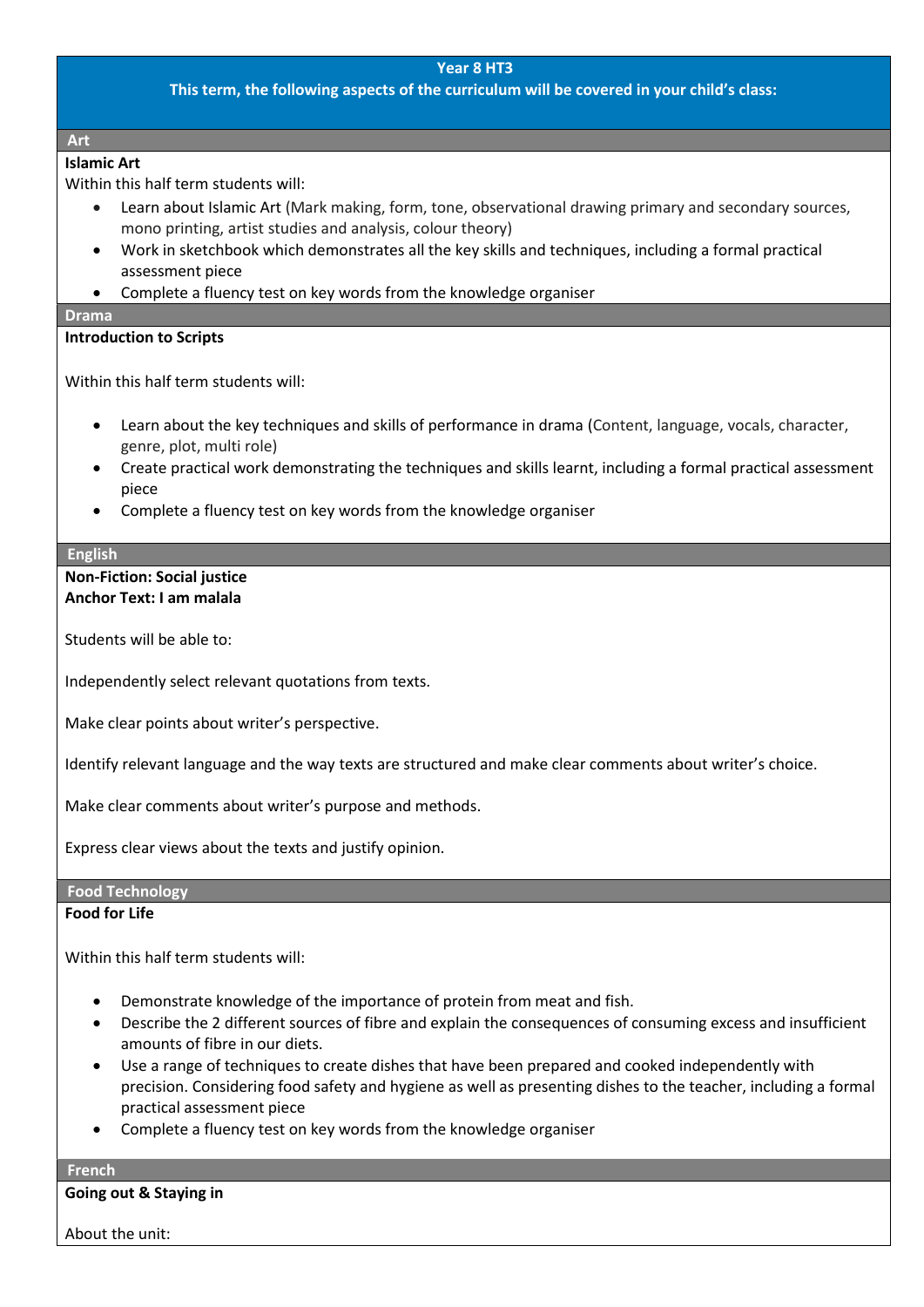**Year 8 HT3**

**This term, the following aspects of the curriculum will be covered in your child's class:**

## Art

**Islamic Art**

Within this half term students will:

- Learn about Islamic Art (Mark making, form, tone, observational drawing primary and secondary sources, mono printing, artist studies and analysis, colour theory)
- Work in sketchbook which demonstrates all the key skills and techniques, including a formal practical assessment piece
- Complete a fluency test on key words from the knowledge organiser

## Drama

**Introduction to Scripts**

Within this half term students will:

- Learn about the key techniques and skills of performance in drama (Content, language, vocals, character, genre, plot, multi role)
- Create practical work demonstrating the techniques and skills learnt, including a formal practical assessment piece
- Complete a fluency test on key words from the knowledge organiser

## English

**Non-Fiction: Social justice**
**Anchor Text: I am malala**

Students will be able to:

Independently select relevant quotations from texts.

Make clear points about writer's perspective.

Identify relevant language and the way texts are structured and make clear comments about writer's choice.

Make clear comments about writer's purpose and methods.

Express clear views about the texts and justify opinion.

## Food Technology

**Food for Life**

Within this half term students will:

- Demonstrate knowledge of the importance of protein from meat and fish.
- Describe the 2 different sources of fibre and explain the consequences of consuming excess and insufficient amounts of fibre in our diets.
- Use a range of techniques to create dishes that have been prepared and cooked independently with precision. Considering food safety and hygiene as well as presenting dishes to the teacher, including a formal practical assessment piece
- Complete a fluency test on key words from the knowledge organiser

## French

**Going out & Staying in**

About the unit: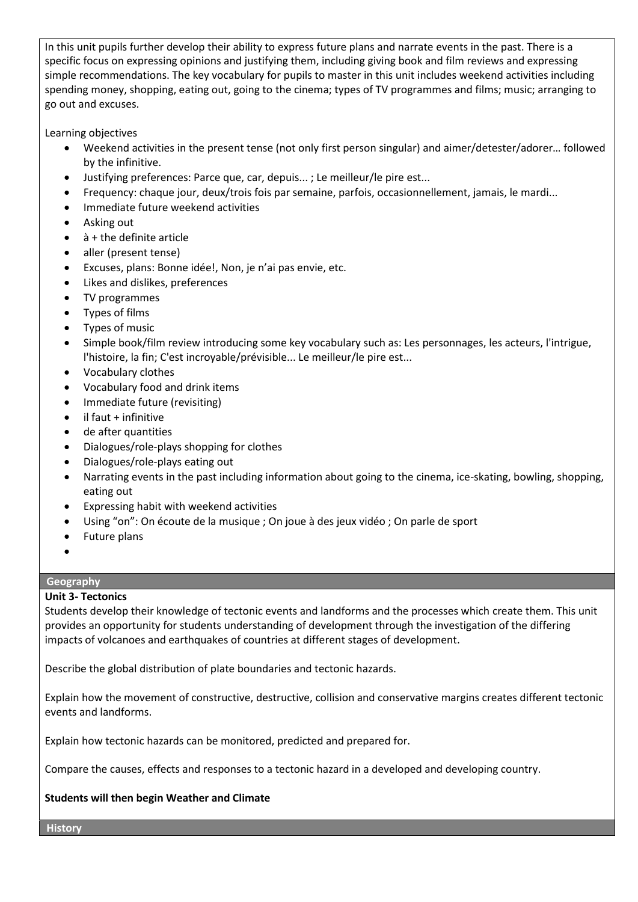In this unit pupils further develop their ability to express future plans and narrate events in the past. There is a specific focus on expressing opinions and justifying them, including giving book and film reviews and expressing simple recommendations. The key vocabulary for pupils to master in this unit includes weekend activities including spending money, shopping, eating out, going to the cinema; types of TV programmes and films; music; arranging to go out and excuses.

Learning objectives

- Weekend activities in the present tense (not only first person singular) and aimer/detester/adorer… followed by the infinitive.
- Justifying preferences: Parce que, car, depuis... ; Le meilleur/le pire est...
- Frequency: chaque jour, deux/trois fois par semaine, parfois, occasionnellement, jamais, le mardi...
- Immediate future weekend activities
- Asking out
- à + the definite article
- aller (present tense)
- Excuses, plans: Bonne idée!, Non, je n'ai pas envie, etc.
- Likes and dislikes, preferences
- TV programmes
- Types of films
- Types of music
- Simple book/film review introducing some key vocabulary such as: Les personnages, les acteurs, l'intrigue, l'histoire, la fin; C'est incroyable/prévisible... Le meilleur/le pire est...
- Vocabulary clothes
- Vocabulary food and drink items
- Immediate future (revisiting)
- il faut + infinitive
- de after quantities
- Dialogues/role-plays shopping for clothes
- Dialogues/role-plays eating out
- Narrating events in the past including information about going to the cinema, ice-skating, bowling, shopping, eating out
- Expressing habit with weekend activities
- Using "on": On écoute de la musique ; On joue à des jeux vidéo ; On parle de sport
- Future plans

## Geography

**Unit 3- Tectonics**

Students develop their knowledge of tectonic events and landforms and the processes which create them. This unit provides an opportunity for students understanding of development through the investigation of the differing impacts of volcanoes and earthquakes of countries at different stages of development.

Describe the global distribution of plate boundaries and tectonic hazards.

Explain how the movement of constructive, destructive, collision and conservative margins creates different tectonic events and landforms.

Explain how tectonic hazards can be monitored, predicted and prepared for.

Compare the causes, effects and responses to a tectonic hazard in a developed and developing country.

**Students will then begin Weather and Climate**

## History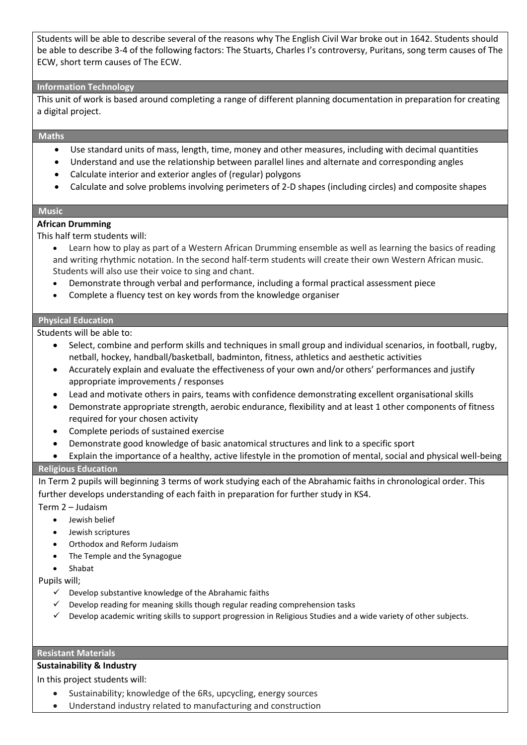Students will be able to describe several of the reasons why The English Civil War broke out in 1642. Students should be able to describe 3-4 of the following factors: The Stuarts, Charles I's controversy, Puritans, song term causes of The ECW, short term causes of The ECW.

## Information Technology

This unit of work is based around completing a range of different planning documentation in preparation for creating a digital project.

## Maths

- Use standard units of mass, length, time, money and other measures, including with decimal quantities
- Understand and use the relationship between parallel lines and alternate and corresponding angles
- Calculate interior and exterior angles of (regular) polygons
- Calculate and solve problems involving perimeters of 2-D shapes (including circles) and composite shapes

## Music

**African Drumming**

This half term students will:

- Learn how to play as part of a Western African Drumming ensemble as well as learning the basics of reading and writing rhythmic notation. In the second half-term students will create their own Western African music. Students will also use their voice to sing and chant.
- Demonstrate through verbal and performance, including a formal practical assessment piece
- Complete a fluency test on key words from the knowledge organiser

## Physical Education

Students will be able to:

- Select, combine and perform skills and techniques in small group and individual scenarios, in football, rugby, netball, hockey, handball/basketball, badminton, fitness, athletics and aesthetic activities
- Accurately explain and evaluate the effectiveness of your own and/or others' performances and justify appropriate improvements / responses
- Lead and motivate others in pairs, teams with confidence demonstrating excellent organisational skills
- Demonstrate appropriate strength, aerobic endurance, flexibility and at least 1 other components of fitness required for your chosen activity
- Complete periods of sustained exercise
- Demonstrate good knowledge of basic anatomical structures and link to a specific sport
- Explain the importance of a healthy, active lifestyle in the promotion of mental, social and physical well-being

## Religious Education

In Term 2 pupils will beginning 3 terms of work studying each of the Abrahamic faiths in chronological order. This further develops understanding of each faith in preparation for further study in KS4.

Term 2 – Judaism

- Jewish belief
- Jewish scriptures
- Orthodox and Reform Judaism
- The Temple and the Synagogue
- Shabat

Pupils will;

- ✓ Develop substantive knowledge of the Abrahamic faiths
- ✓ Develop reading for meaning skills though regular reading comprehension tasks
- ✓ Develop academic writing skills to support progression in Religious Studies and a wide variety of other subjects.

## Resistant Materials

**Sustainability & Industry**

In this project students will:

- Sustainability; knowledge of the 6Rs, upcycling, energy sources
- Understand industry related to manufacturing and construction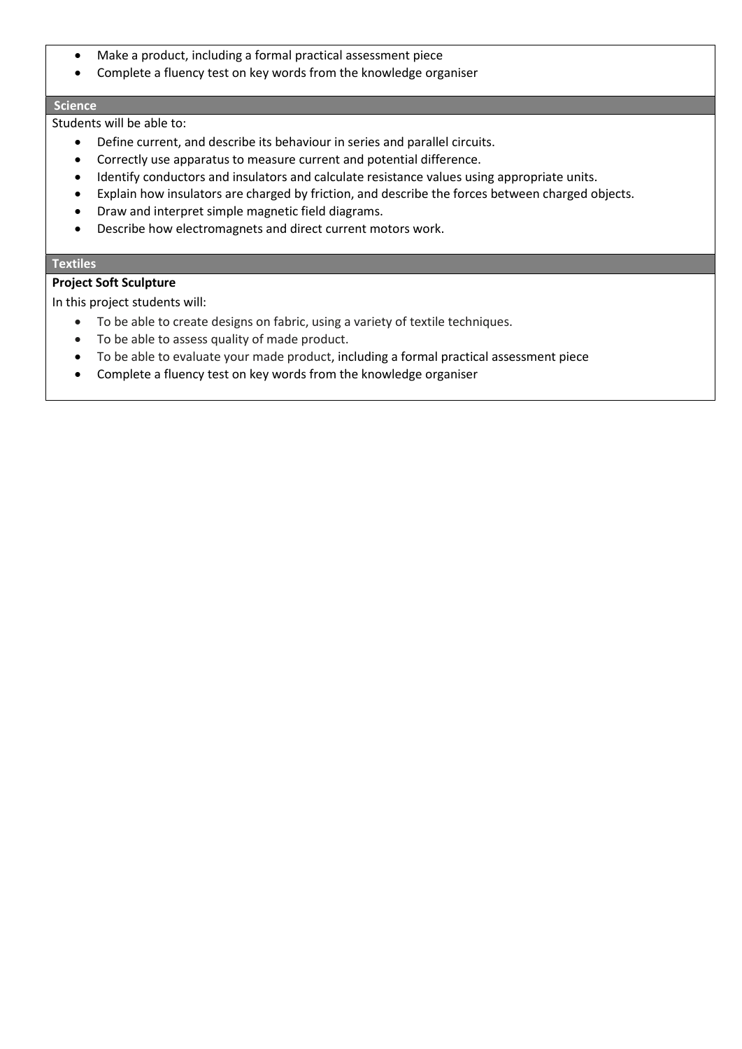- Make a product, including a formal practical assessment piece
- Complete a fluency test on key words from the knowledge organiser

## Science

Students will be able to:

- Define current, and describe its behaviour in series and parallel circuits.
- Correctly use apparatus to measure current and potential difference.
- Identify conductors and insulators and calculate resistance values using appropriate units.
- Explain how insulators are charged by friction, and describe the forces between charged objects.
- Draw and interpret simple magnetic field diagrams.
- Describe how electromagnets and direct current motors work.

## Textiles

**Project Soft Sculpture**

In this project students will:

- To be able to create designs on fabric, using a variety of textile techniques.
- To be able to assess quality of made product.
- To be able to evaluate your made product, including a formal practical assessment piece
- Complete a fluency test on key words from the knowledge organiser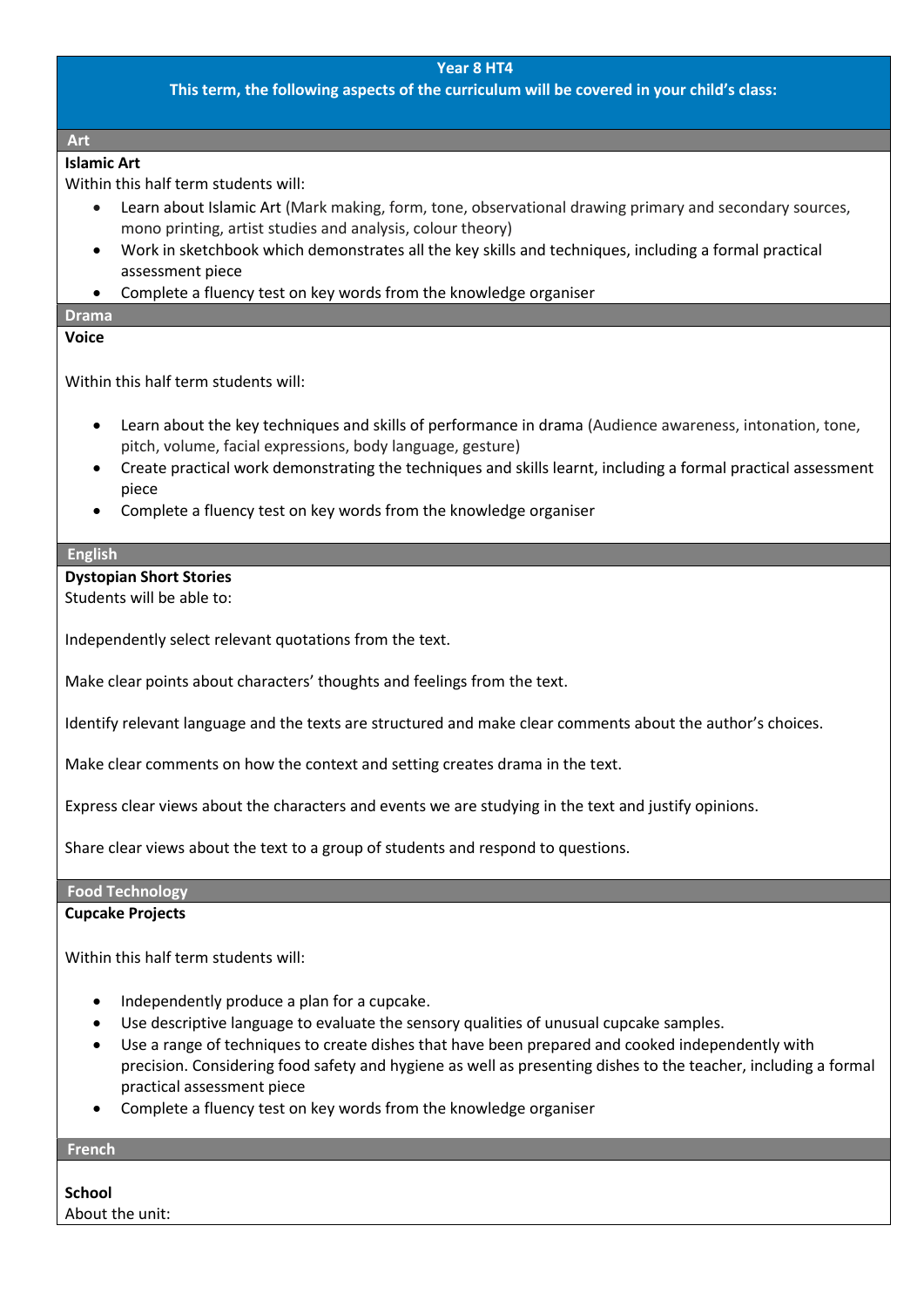## Year 8 HT4

**This term, the following aspects of the curriculum will be covered in your child's class:**

### Art

**Islamic Art**

Within this half term students will:

- Learn about Islamic Art (Mark making, form, tone, observational drawing primary and secondary sources, mono printing, artist studies and analysis, colour theory)
- Work in sketchbook which demonstrates all the key skills and techniques, including a formal practical assessment piece
- Complete a fluency test on key words from the knowledge organiser

### Drama

**Voice**

Within this half term students will:

- Learn about the key techniques and skills of performance in drama (Audience awareness, intonation, tone, pitch, volume, facial expressions, body language, gesture)
- Create practical work demonstrating the techniques and skills learnt, including a formal practical assessment piece
- Complete a fluency test on key words from the knowledge organiser

### English

**Dystopian Short Stories**

Students will be able to:

Independently select relevant quotations from the text.

Make clear points about characters' thoughts and feelings from the text.

Identify relevant language and the texts are structured and make clear comments about the author's choices.

Make clear comments on how the context and setting creates drama in the text.

Express clear views about the characters and events we are studying in the text and justify opinions.

Share clear views about the text to a group of students and respond to questions.

### Food Technology

**Cupcake Projects**

Within this half term students will:

- Independently produce a plan for a cupcake.
- Use descriptive language to evaluate the sensory qualities of unusual cupcake samples.
- Use a range of techniques to create dishes that have been prepared and cooked independently with precision. Considering food safety and hygiene as well as presenting dishes to the teacher, including a formal practical assessment piece
- Complete a fluency test on key words from the knowledge organiser

### French

**School**

About the unit: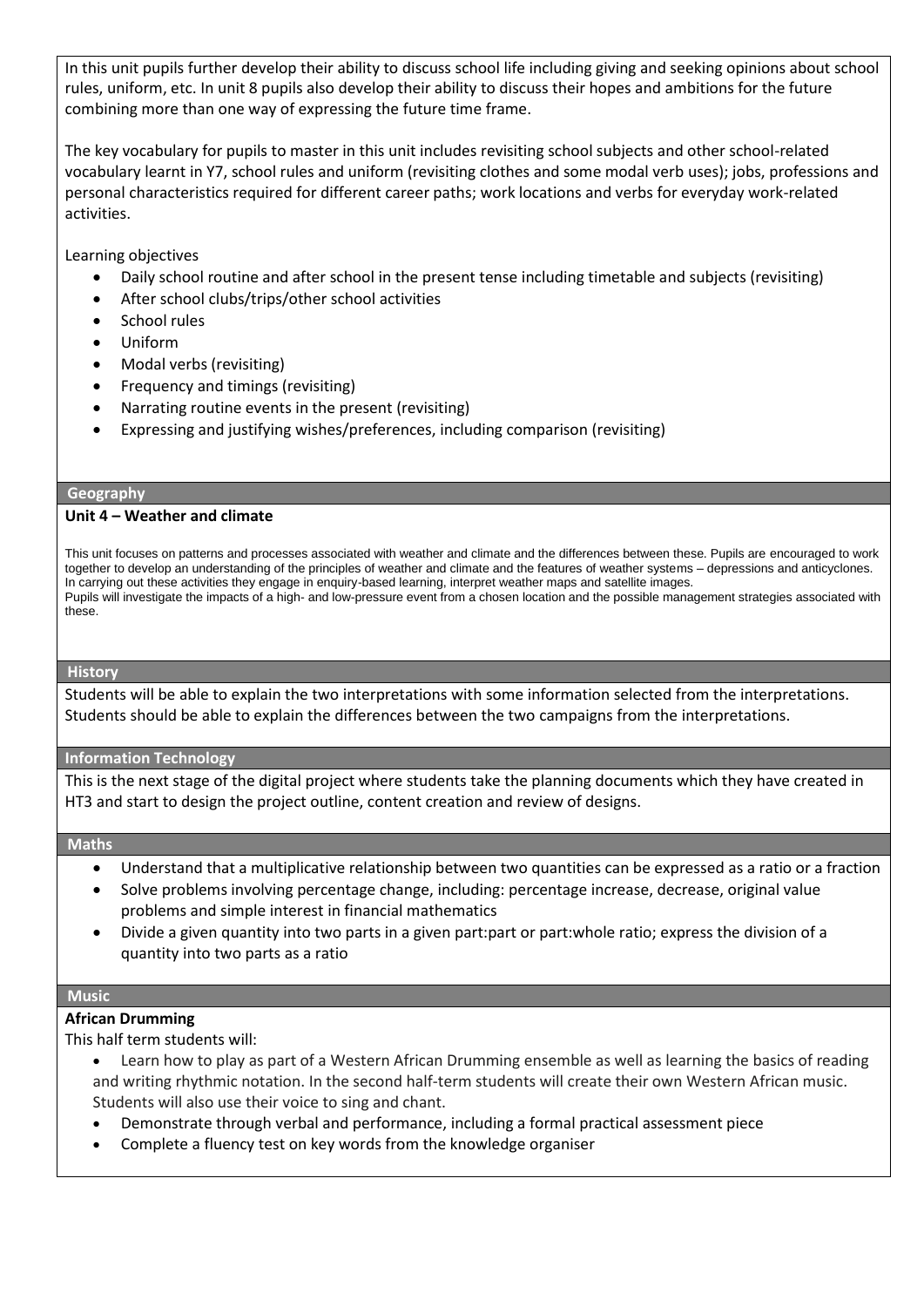In this unit pupils further develop their ability to discuss school life including giving and seeking opinions about school rules, uniform, etc. In unit 8 pupils also develop their ability to discuss their hopes and ambitions for the future combining more than one way of expressing the future time frame.

The key vocabulary for pupils to master in this unit includes revisiting school subjects and other school-related vocabulary learnt in Y7, school rules and uniform (revisiting clothes and some modal verb uses); jobs, professions and personal characteristics required for different career paths; work locations and verbs for everyday work-related activities.

Learning objectives

- Daily school routine and after school in the present tense including timetable and subjects (revisiting)
- After school clubs/trips/other school activities
- School rules
- Uniform
- Modal verbs (revisiting)
- Frequency and timings (revisiting)
- Narrating routine events in the present (revisiting)
- Expressing and justifying wishes/preferences, including comparison (revisiting)

## Geography

**Unit 4 – Weather and climate**

This unit focuses on patterns and processes associated with weather and climate and the differences between these. Pupils are encouraged to work together to develop an understanding of the principles of weather and climate and the features of weather systems – depressions and anticyclones. In carrying out these activities they engage in enquiry-based learning, interpret weather maps and satellite images.
Pupils will investigate the impacts of a high- and low-pressure event from a chosen location and the possible management strategies associated with these.

## History

Students will be able to explain the two interpretations with some information selected from the interpretations. Students should be able to explain the differences between the two campaigns from the interpretations.

## Information Technology

This is the next stage of the digital project where students take the planning documents which they have created in HT3 and start to design the project outline, content creation and review of designs.

## Maths

- Understand that a multiplicative relationship between two quantities can be expressed as a ratio or a fraction
- Solve problems involving percentage change, including: percentage increase, decrease, original value problems and simple interest in financial mathematics
- Divide a given quantity into two parts in a given part:part or part:whole ratio; express the division of a quantity into two parts as a ratio

## Music

**African Drumming**

This half term students will:

- Learn how to play as part of a Western African Drumming ensemble as well as learning the basics of reading and writing rhythmic notation. In the second half-term students will create their own Western African music. Students will also use their voice to sing and chant.
- Demonstrate through verbal and performance, including a formal practical assessment piece
- Complete a fluency test on key words from the knowledge organiser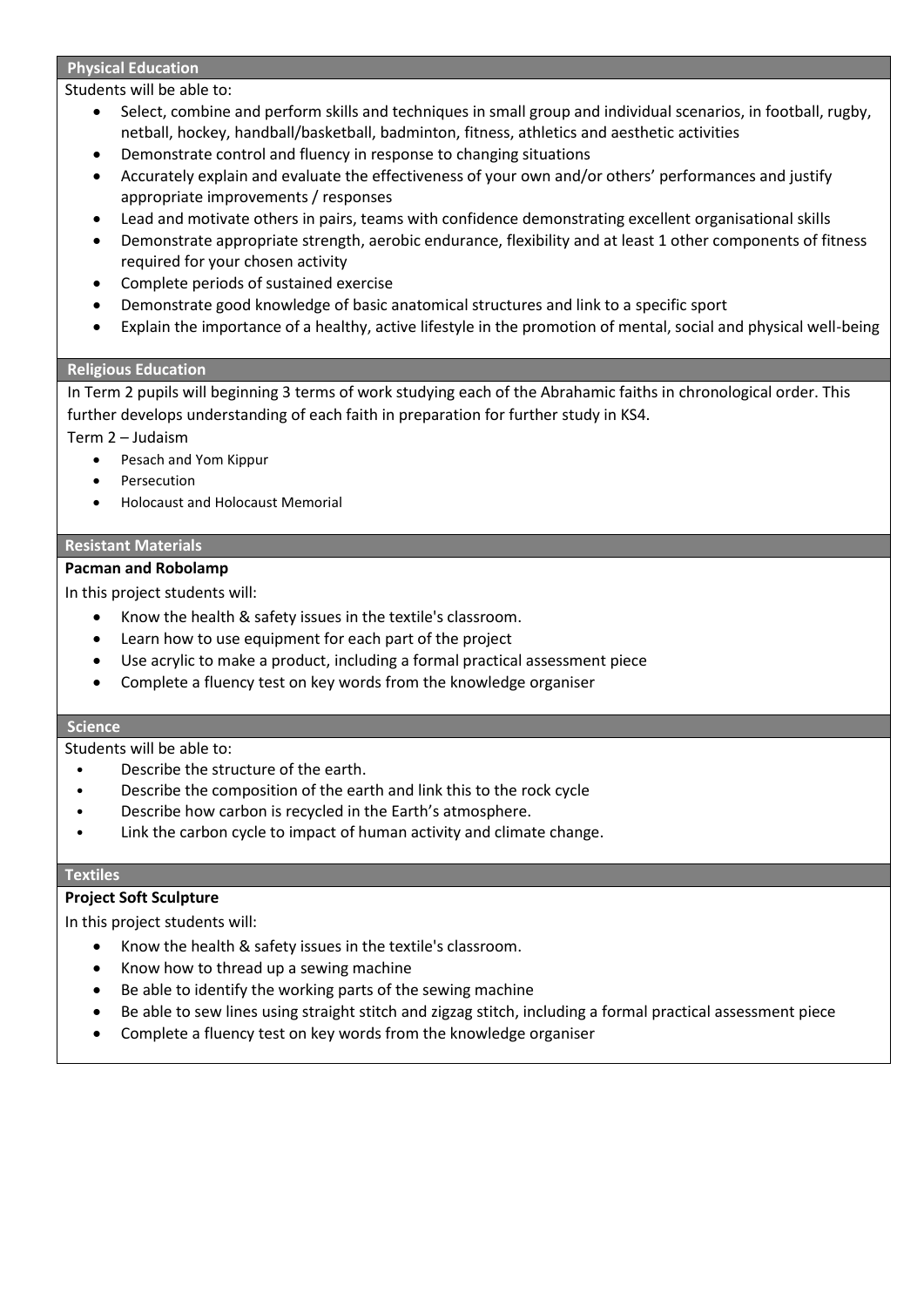## Physical Education

Students will be able to:

- Select, combine and perform skills and techniques in small group and individual scenarios, in football, rugby, netball, hockey, handball/basketball, badminton, fitness, athletics and aesthetic activities
- Demonstrate control and fluency in response to changing situations
- Accurately explain and evaluate the effectiveness of your own and/or others' performances and justify appropriate improvements / responses
- Lead and motivate others in pairs, teams with confidence demonstrating excellent organisational skills
- Demonstrate appropriate strength, aerobic endurance, flexibility and at least 1 other components of fitness required for your chosen activity
- Complete periods of sustained exercise
- Demonstrate good knowledge of basic anatomical structures and link to a specific sport
- Explain the importance of a healthy, active lifestyle in the promotion of mental, social and physical well-being

## Religious Education

In Term 2 pupils will beginning 3 terms of work studying each of the Abrahamic faiths in chronological order. This further develops understanding of each faith in preparation for further study in KS4.

Term 2 – Judaism

- Pesach and Yom Kippur
- Persecution
- Holocaust and Holocaust Memorial

## Resistant Materials

**Pacman and Robolamp**

In this project students will:

- Know the health & safety issues in the textile's classroom.
- Learn how to use equipment for each part of the project
- Use acrylic to make a product, including a formal practical assessment piece
- Complete a fluency test on key words from the knowledge organiser

## Science

Students will be able to:

- Describe the structure of the earth.
- Describe the composition of the earth and link this to the rock cycle
- Describe how carbon is recycled in the Earth's atmosphere.
- Link the carbon cycle to impact of human activity and climate change.

## Textiles

**Project Soft Sculpture**

In this project students will:

- Know the health & safety issues in the textile's classroom.
- Know how to thread up a sewing machine
- Be able to identify the working parts of the sewing machine
- Be able to sew lines using straight stitch and zigzag stitch, including a formal practical assessment piece
- Complete a fluency test on key words from the knowledge organiser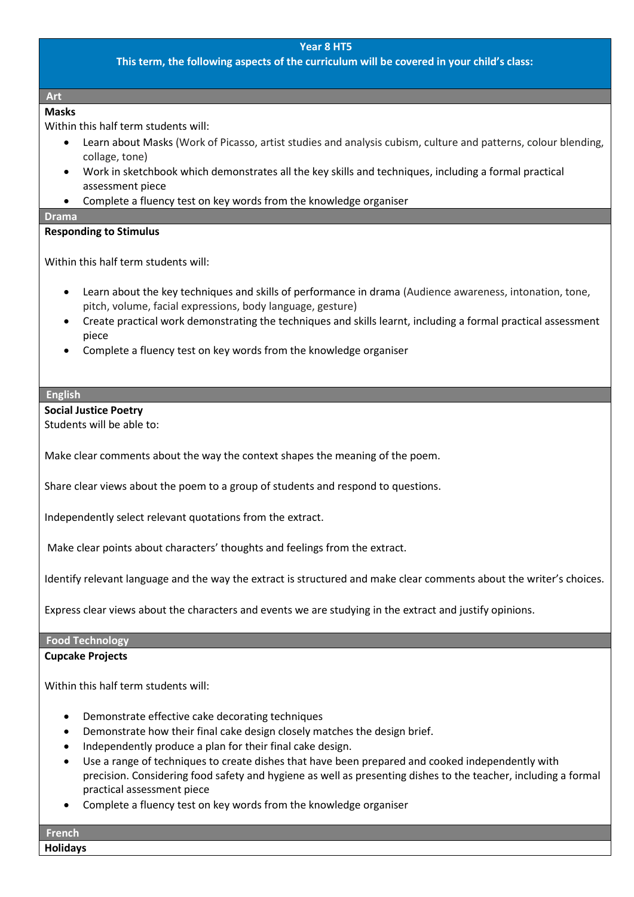## Year 8 HT5

**This term, the following aspects of the curriculum will be covered in your child's class:**

### Art

**Masks**

Within this half term students will:

- Learn about Masks (Work of Picasso, artist studies and analysis cubism, culture and patterns, colour blending, collage, tone)
- Work in sketchbook which demonstrates all the key skills and techniques, including a formal practical assessment piece
- Complete a fluency test on key words from the knowledge organiser

### Drama

**Responding to Stimulus**

Within this half term students will:

- Learn about the key techniques and skills of performance in drama (Audience awareness, intonation, tone, pitch, volume, facial expressions, body language, gesture)
- Create practical work demonstrating the techniques and skills learnt, including a formal practical assessment piece
- Complete a fluency test on key words from the knowledge organiser

### English

**Social Justice Poetry**

Students will be able to:

Make clear comments about the way the context shapes the meaning of the poem.

Share clear views about the poem to a group of students and respond to questions.

Independently select relevant quotations from the extract.

Make clear points about characters' thoughts and feelings from the extract.

Identify relevant language and the way the extract is structured and make clear comments about the writer's choices.

Express clear views about the characters and events we are studying in the extract and justify opinions.

### Food Technology

**Cupcake Projects**

Within this half term students will:

- Demonstrate effective cake decorating techniques
- Demonstrate how their final cake design closely matches the design brief.
- Independently produce a plan for their final cake design.
- Use a range of techniques to create dishes that have been prepared and cooked independently with precision. Considering food safety and hygiene as well as presenting dishes to the teacher, including a formal practical assessment piece
- Complete a fluency test on key words from the knowledge organiser

### French

**Holidays**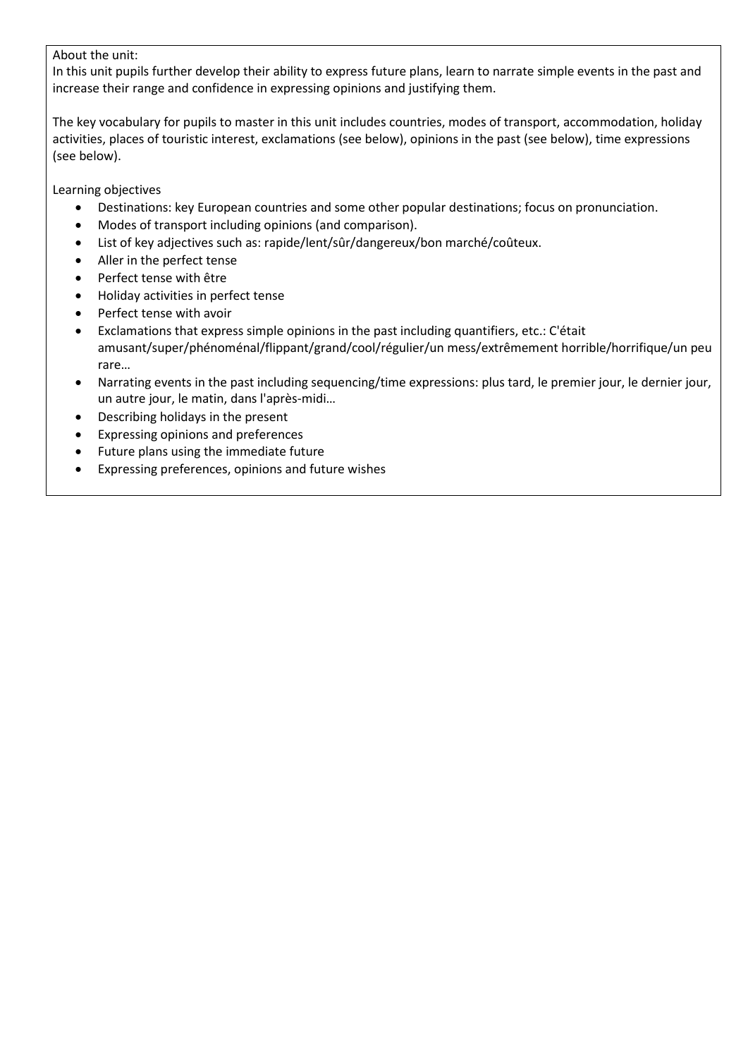About the unit:
In this unit pupils further develop their ability to express future plans, learn to narrate simple events in the past and increase their range and confidence in expressing opinions and justifying them.

The key vocabulary for pupils to master in this unit includes countries, modes of transport, accommodation, holiday activities, places of touristic interest, exclamations (see below), opinions in the past (see below), time expressions (see below).

Learning objectives

- Destinations: key European countries and some other popular destinations; focus on pronunciation.
- Modes of transport including opinions (and comparison).
- List of key adjectives such as: rapide/lent/sûr/dangereux/bon marché/coûteux.
- Aller in the perfect tense
- Perfect tense with être
- Holiday activities in perfect tense
- Perfect tense with avoir
- Exclamations that express simple opinions in the past including quantifiers, etc.: C'était amusant/super/phénoménal/flippant/grand/cool/régulier/un mess/extrêmement horrible/horrifique/un peu rare…
- Narrating events in the past including sequencing/time expressions: plus tard, le premier jour, le dernier jour, un autre jour, le matin, dans l'après-midi…
- Describing holidays in the present
- Expressing opinions and preferences
- Future plans using the immediate future
- Expressing preferences, opinions and future wishes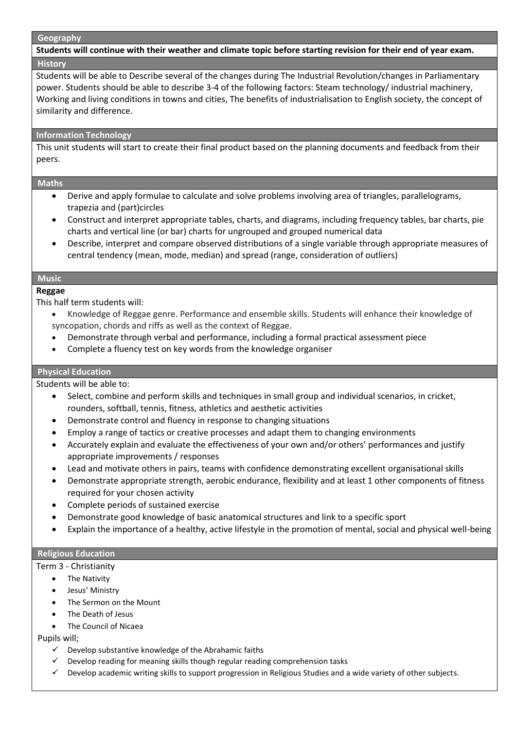## Geography

**Students will continue with their weather and climate topic before starting revision for their end of year exam.**

## History

Students will be able to Describe several of the changes during The Industrial Revolution/changes in Parliamentary power. Students should be able to describe 3-4 of the following factors: Steam technology/ industrial machinery, Working and living conditions in towns and cities, The benefits of industrialisation to English society, the concept of similarity and difference.

## Information Technology

This unit students will start to create their final product based on the planning documents and feedback from their peers.

## Maths

- Derive and apply formulae to calculate and solve problems involving area of triangles, parallelograms, trapezia and (part)circles
- Construct and interpret appropriate tables, charts, and diagrams, including frequency tables, bar charts, pie charts and vertical line (or bar) charts for ungrouped and grouped numerical data
- Describe, interpret and compare observed distributions of a single variable through appropriate measures of central tendency (mean, mode, median) and spread (range, consideration of outliers)

## Music

**Reggae**

This half term students will:

- Knowledge of Reggae genre. Performance and ensemble skills. Students will enhance their knowledge of syncopation, chords and riffs as well as the context of Reggae.
- Demonstrate through verbal and performance, including a formal practical assessment piece
- Complete a fluency test on key words from the knowledge organiser

## Physical Education

Students will be able to:

- Select, combine and perform skills and techniques in small group and individual scenarios, in cricket, rounders, softball, tennis, fitness, athletics and aesthetic activities
- Demonstrate control and fluency in response to changing situations
- Employ a range of tactics or creative processes and adapt them to changing environments
- Accurately explain and evaluate the effectiveness of your own and/or others' performances and justify appropriate improvements / responses
- Lead and motivate others in pairs, teams with confidence demonstrating excellent organisational skills
- Demonstrate appropriate strength, aerobic endurance, flexibility and at least 1 other components of fitness required for your chosen activity
- Complete periods of sustained exercise
- Demonstrate good knowledge of basic anatomical structures and link to a specific sport
- Explain the importance of a healthy, active lifestyle in the promotion of mental, social and physical well-being

## Religious Education

Term 3 - Christianity

- The Nativity
- Jesus' Ministry
- The Sermon on the Mount
- The Death of Jesus
- The Council of Nicaea

Pupils will;

- ✓ Develop substantive knowledge of the Abrahamic faiths
- ✓ Develop reading for meaning skills though regular reading comprehension tasks
- ✓ Develop academic writing skills to support progression in Religious Studies and a wide variety of other subjects.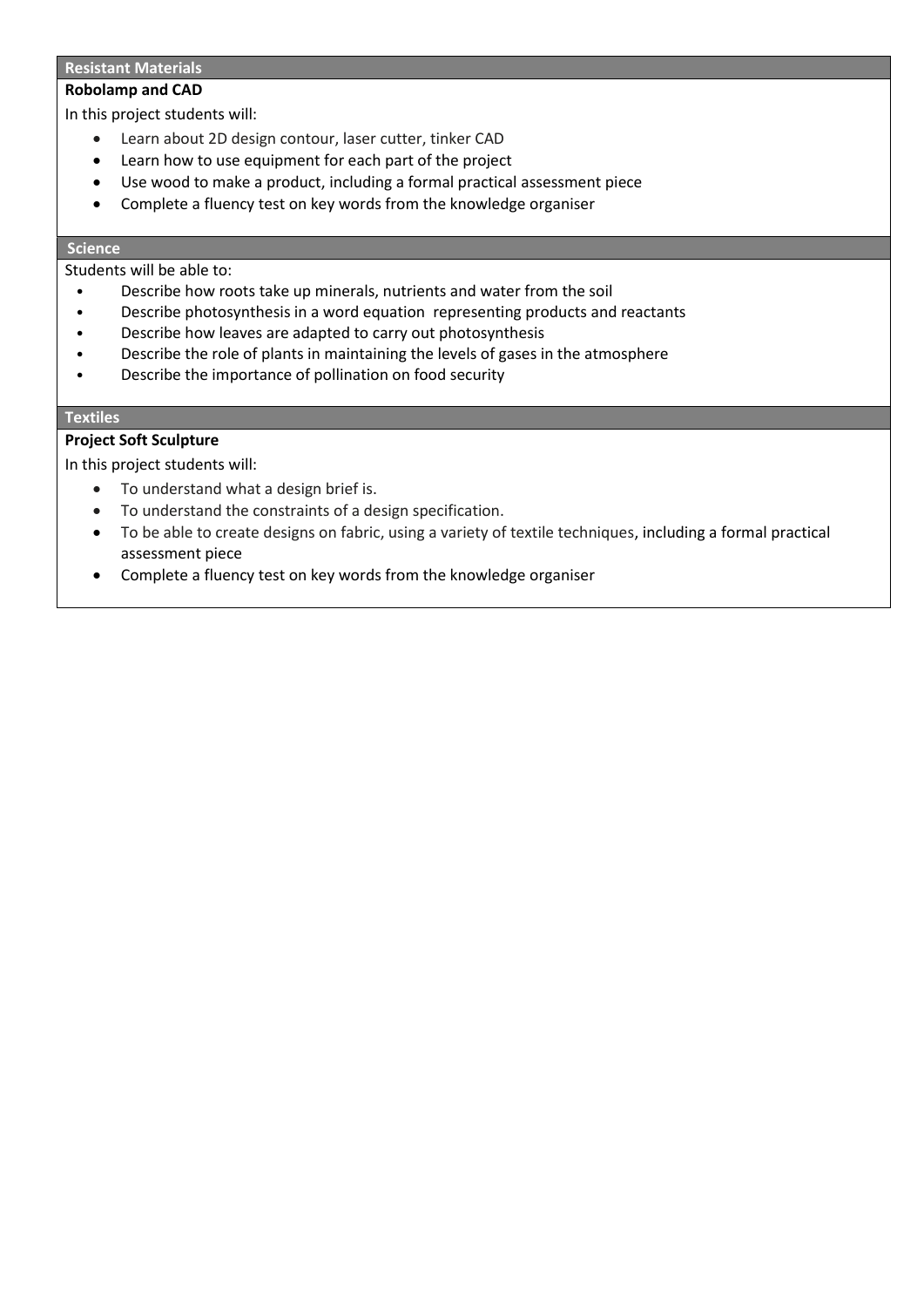## Resistant Materials

**Robolamp and CAD**

In this project students will:

- Learn about 2D design contour, laser cutter, tinker CAD
- Learn how to use equipment for each part of the project
- Use wood to make a product, including a formal practical assessment piece
- Complete a fluency test on key words from the knowledge organiser

## Science

Students will be able to:

- Describe how roots take up minerals, nutrients and water from the soil
- Describe photosynthesis in a word equation representing products and reactants
- Describe how leaves are adapted to carry out photosynthesis
- Describe the role of plants in maintaining the levels of gases in the atmosphere
- Describe the importance of pollination on food security

## Textiles

**Project Soft Sculpture**

In this project students will:

- To understand what a design brief is.
- To understand the constraints of a design specification.
- To be able to create designs on fabric, using a variety of textile techniques, including a formal practical assessment piece
- Complete a fluency test on key words from the knowledge organiser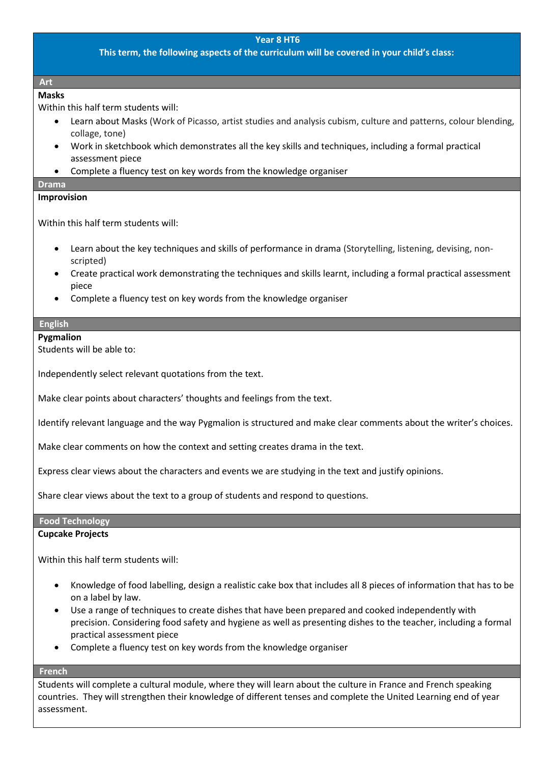# Year 8 HT6

**This term, the following aspects of the curriculum will be covered in your child's class:**

## Art

**Masks**

Within this half term students will:

- Learn about Masks (Work of Picasso, artist studies and analysis cubism, culture and patterns, colour blending, collage, tone)
- Work in sketchbook which demonstrates all the key skills and techniques, including a formal practical assessment piece
- Complete a fluency test on key words from the knowledge organiser

## Drama

**Improvision**

Within this half term students will:

- Learn about the key techniques and skills of performance in drama (Storytelling, listening, devising, non-scripted)
- Create practical work demonstrating the techniques and skills learnt, including a formal practical assessment piece
- Complete a fluency test on key words from the knowledge organiser

## English

**Pygmalion**

Students will be able to:

Independently select relevant quotations from the text.

Make clear points about characters' thoughts and feelings from the text.

Identify relevant language and the way Pygmalion is structured and make clear comments about the writer's choices.

Make clear comments on how the context and setting creates drama in the text.

Express clear views about the characters and events we are studying in the text and justify opinions.

Share clear views about the text to a group of students and respond to questions.

## Food Technology

**Cupcake Projects**

Within this half term students will:

- Knowledge of food labelling, design a realistic cake box that includes all 8 pieces of information that has to be on a label by law.
- Use a range of techniques to create dishes that have been prepared and cooked independently with precision. Considering food safety and hygiene as well as presenting dishes to the teacher, including a formal practical assessment piece
- Complete a fluency test on key words from the knowledge organiser

## French

Students will complete a cultural module, where they will learn about the culture in France and French speaking countries. They will strengthen their knowledge of different tenses and complete the United Learning end of year assessment.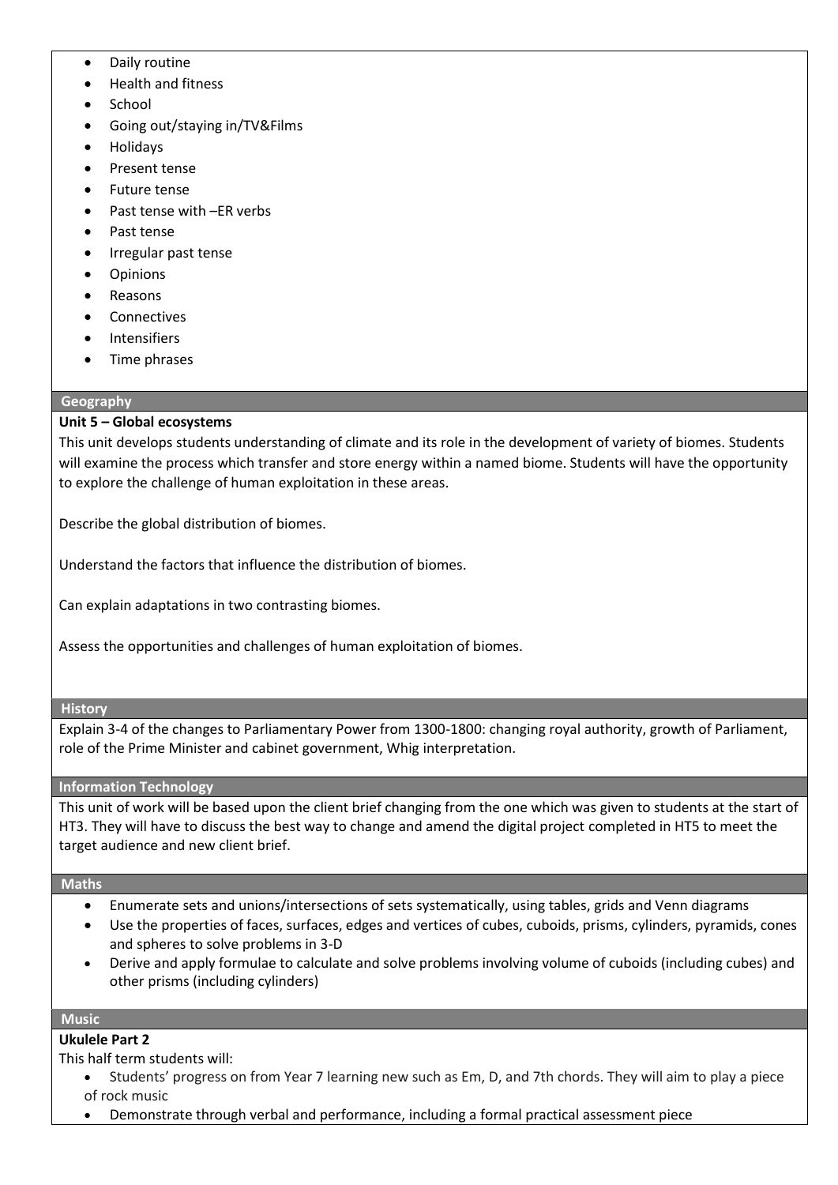- Daily routine
- Health and fitness
- School
- Going out/staying in/TV&Films
- Holidays
- Present tense
- Future tense
- Past tense with –ER verbs
- Past tense
- Irregular past tense
- Opinions
- Reasons
- Connectives
- Intensifiers
- Time phrases

## Geography

**Unit 5 – Global ecosystems**

This unit develops students understanding of climate and its role in the development of variety of biomes. Students will examine the process which transfer and store energy within a named biome. Students will have the opportunity to explore the challenge of human exploitation in these areas.

Describe the global distribution of biomes.

Understand the factors that influence the distribution of biomes.

Can explain adaptations in two contrasting biomes.

Assess the opportunities and challenges of human exploitation of biomes.

## History

Explain 3-4 of the changes to Parliamentary Power from 1300-1800: changing royal authority, growth of Parliament, role of the Prime Minister and cabinet government, Whig interpretation.

## Information Technology

This unit of work will be based upon the client brief changing from the one which was given to students at the start of HT3. They will have to discuss the best way to change and amend the digital project completed in HT5 to meet the target audience and new client brief.

## Maths

- Enumerate sets and unions/intersections of sets systematically, using tables, grids and Venn diagrams
- Use the properties of faces, surfaces, edges and vertices of cubes, cuboids, prisms, cylinders, pyramids, cones and spheres to solve problems in 3-D
- Derive and apply formulae to calculate and solve problems involving volume of cuboids (including cubes) and other prisms (including cylinders)

## Music

**Ukulele Part 2**

This half term students will:

- Students' progress on from Year 7 learning new such as Em, D, and 7th chords. They will aim to play a piece of rock music
- Demonstrate through verbal and performance, including a formal practical assessment piece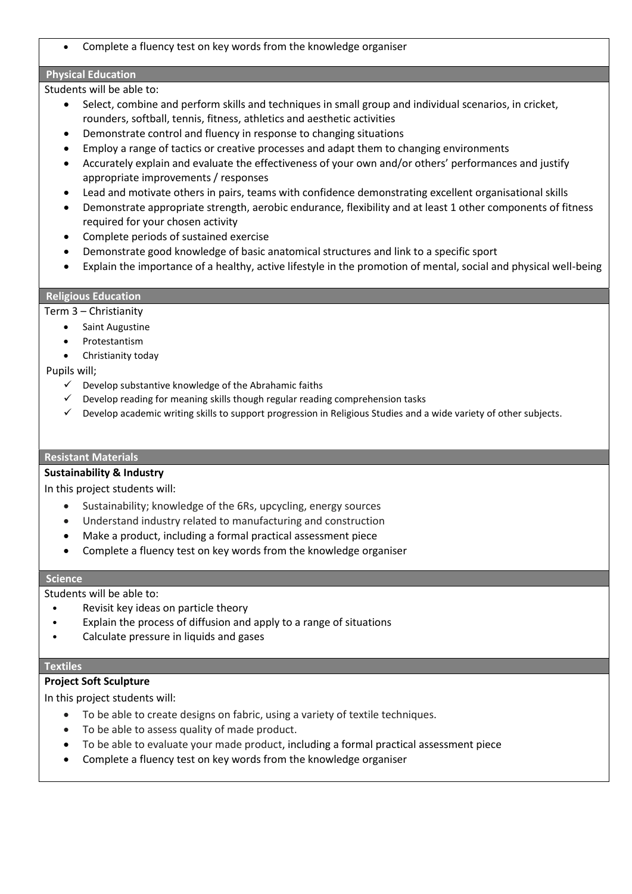- Complete a fluency test on key words from the knowledge organiser

## Physical Education

Students will be able to:

- Select, combine and perform skills and techniques in small group and individual scenarios, in cricket, rounders, softball, tennis, fitness, athletics and aesthetic activities
- Demonstrate control and fluency in response to changing situations
- Employ a range of tactics or creative processes and adapt them to changing environments
- Accurately explain and evaluate the effectiveness of your own and/or others' performances and justify appropriate improvements / responses
- Lead and motivate others in pairs, teams with confidence demonstrating excellent organisational skills
- Demonstrate appropriate strength, aerobic endurance, flexibility and at least 1 other components of fitness required for your chosen activity
- Complete periods of sustained exercise
- Demonstrate good knowledge of basic anatomical structures and link to a specific sport
- Explain the importance of a healthy, active lifestyle in the promotion of mental, social and physical well-being

## Religious Education

Term 3 – Christianity

- Saint Augustine
- Protestantism
- Christianity today

Pupils will;

- ✓ Develop substantive knowledge of the Abrahamic faiths
- ✓ Develop reading for meaning skills though regular reading comprehension tasks
- ✓ Develop academic writing skills to support progression in Religious Studies and a wide variety of other subjects.

## Resistant Materials

**Sustainability & Industry**

In this project students will:

- Sustainability; knowledge of the 6Rs, upcycling, energy sources
- Understand industry related to manufacturing and construction
- Make a product, including a formal practical assessment piece
- Complete a fluency test on key words from the knowledge organiser

## Science

Students will be able to:

- Revisit key ideas on particle theory
- Explain the process of diffusion and apply to a range of situations
- Calculate pressure in liquids and gases

## Textiles

**Project Soft Sculpture**

In this project students will:

- To be able to create designs on fabric, using a variety of textile techniques.
- To be able to assess quality of made product.
- To be able to evaluate your made product, including a formal practical assessment piece
- Complete a fluency test on key words from the knowledge organiser